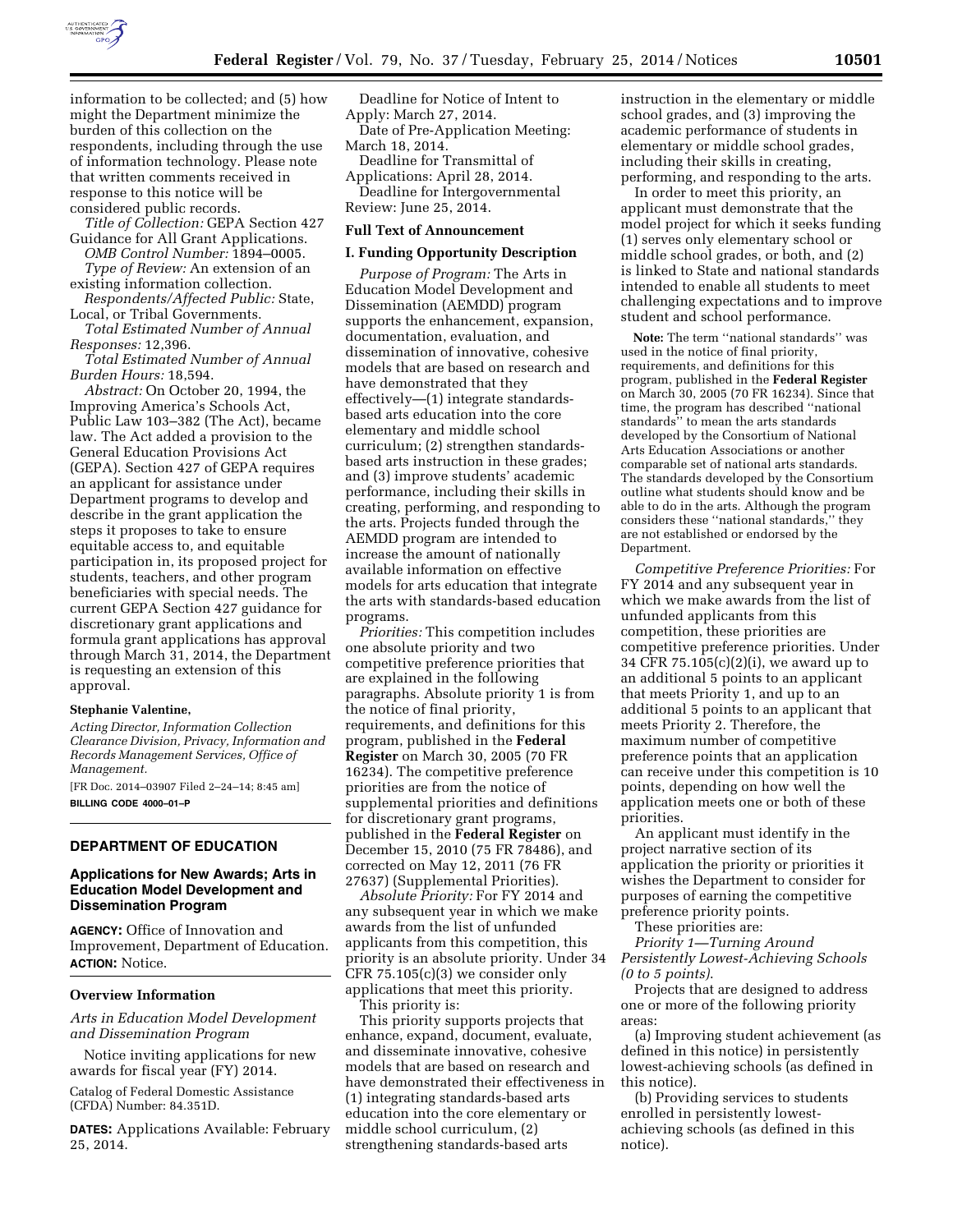information to be collected; and (5) how might the Department minimize the burden of this collection on the respondents, including through the use of information technology. Please note that written comments received in response to this notice will be considered public records.

*Title of Collection:* GEPA Section 427 Guidance for All Grant Applications.

*OMB Control Number:* 1894–0005.

*Type of Review:* An extension of an existing information collection.

*Respondents/Affected Public:* State, Local, or Tribal Governments.

*Total Estimated Number of Annual Responses:* 12,396.

*Total Estimated Number of Annual Burden Hours:* 18,594.

*Abstract:* On October 20, 1994, the Improving America's Schools Act, Public Law 103–382 (The Act), became law. The Act added a provision to the General Education Provisions Act (GEPA). Section 427 of GEPA requires an applicant for assistance under Department programs to develop and describe in the grant application the steps it proposes to take to ensure equitable access to, and equitable participation in, its proposed project for students, teachers, and other program beneficiaries with special needs. The current GEPA Section 427 guidance for discretionary grant applications and formula grant applications has approval through March 31, 2014, the Department is requesting an extension of this approval.

**Stephanie Valentine,**

*Acting Director, Information Collection Clearance Division, Privacy, Information and Records Management Services, Office of Management.*

[FR Doc. 2014–03907 Filed 2–24–14; 8:45 am]

**BILLING CODE 4000–01–P**

## DEPARTMENT OF EDUCATION

### Applications for New Awards; Arts in Education Model Development and Dissemination Program

**AGENCY:** Office of Innovation and Improvement, Department of Education.

**ACTION:** Notice.

### Overview Information

*Arts in Education Model Development and Dissemination Program*

Notice inviting applications for new awards for fiscal year (FY) 2014.

Catalog of Federal Domestic Assistance (CFDA) Number: 84.351D.

**DATES:** Applications Available: February 25, 2014.

Deadline for Notice of Intent to Apply: March 27, 2014.

Date of Pre-Application Meeting: March 18, 2014.

Deadline for Transmittal of Applications: April 28, 2014.

Deadline for Intergovernmental Review: June 25, 2014.

### Full Text of Announcement

### I. Funding Opportunity Description

*Purpose of Program:* The Arts in Education Model Development and Dissemination (AEMDD) program supports the enhancement, expansion, documentation, evaluation, and dissemination of innovative, cohesive models that are based on research and have demonstrated that they effectively—(1) integrate standards-based arts education into the core elementary and middle school curriculum; (2) strengthen standards-based arts instruction in these grades; and (3) improve students' academic performance, including their skills in creating, performing, and responding to the arts. Projects funded through the AEMDD program are intended to increase the amount of nationally available information on effective models for arts education that integrate the arts with standards-based education programs.

*Priorities:* This competition includes one absolute priority and two competitive preference priorities that are explained in the following paragraphs. Absolute priority 1 is from the notice of final priority, requirements, and definitions for this program, published in the **Federal Register** on March 30, 2005 (70 FR 16234). The competitive preference priorities are from the notice of supplemental priorities and definitions for discretionary grant programs, published in the **Federal Register** on December 15, 2010 (75 FR 78486), and corrected on May 12, 2011 (76 FR 27637) (Supplemental Priorities).

*Absolute Priority:* For FY 2014 and any subsequent year in which we make awards from the list of unfunded applicants from this competition, this priority is an absolute priority. Under 34 CFR 75.105(c)(3) we consider only applications that meet this priority.

This priority is:

This priority supports projects that enhance, expand, document, evaluate, and disseminate innovative, cohesive models that are based on research and have demonstrated their effectiveness in (1) integrating standards-based arts education into the core elementary or middle school curriculum, (2) strengthening standards-based arts instruction in the elementary or middle school grades, and (3) improving the academic performance of students in elementary or middle school grades, including their skills in creating, performing, and responding to the arts.

In order to meet this priority, an applicant must demonstrate that the model project for which it seeks funding (1) serves only elementary school or middle school grades, or both, and (2) is linked to State and national standards intended to enable all students to meet challenging expectations and to improve student and school performance.

**Note:** The term ''national standards'' was used in the notice of final priority, requirements, and definitions for this program, published in the **Federal Register** on March 30, 2005 (70 FR 16234). Since that time, the program has described ''national standards'' to mean the arts standards developed by the Consortium of National Arts Education Associations or another comparable set of national arts standards. The standards developed by the Consortium outline what students should know and be able to do in the arts. Although the program considers these ''national standards,'' they are not established or endorsed by the Department.

*Competitive Preference Priorities:* For FY 2014 and any subsequent year in which we make awards from the list of unfunded applicants from this competition, these priorities are competitive preference priorities. Under 34 CFR 75.105(c)(2)(i), we award up to an additional 5 points to an applicant that meets Priority 1, and up to an additional 5 points to an applicant that meets Priority 2. Therefore, the maximum number of competitive preference points that an application can receive under this competition is 10 points, depending on how well the application meets one or both of these priorities.

An applicant must identify in the project narrative section of its application the priority or priorities it wishes the Department to consider for purposes of earning the competitive preference priority points.

These priorities are:

*Priority 1—Turning Around Persistently Lowest-Achieving Schools (0 to 5 points).*

Projects that are designed to address one or more of the following priority areas:

(a) Improving student achievement (as defined in this notice) in persistently lowest-achieving schools (as defined in this notice).

(b) Providing services to students enrolled in persistently lowest-achieving schools (as defined in this notice).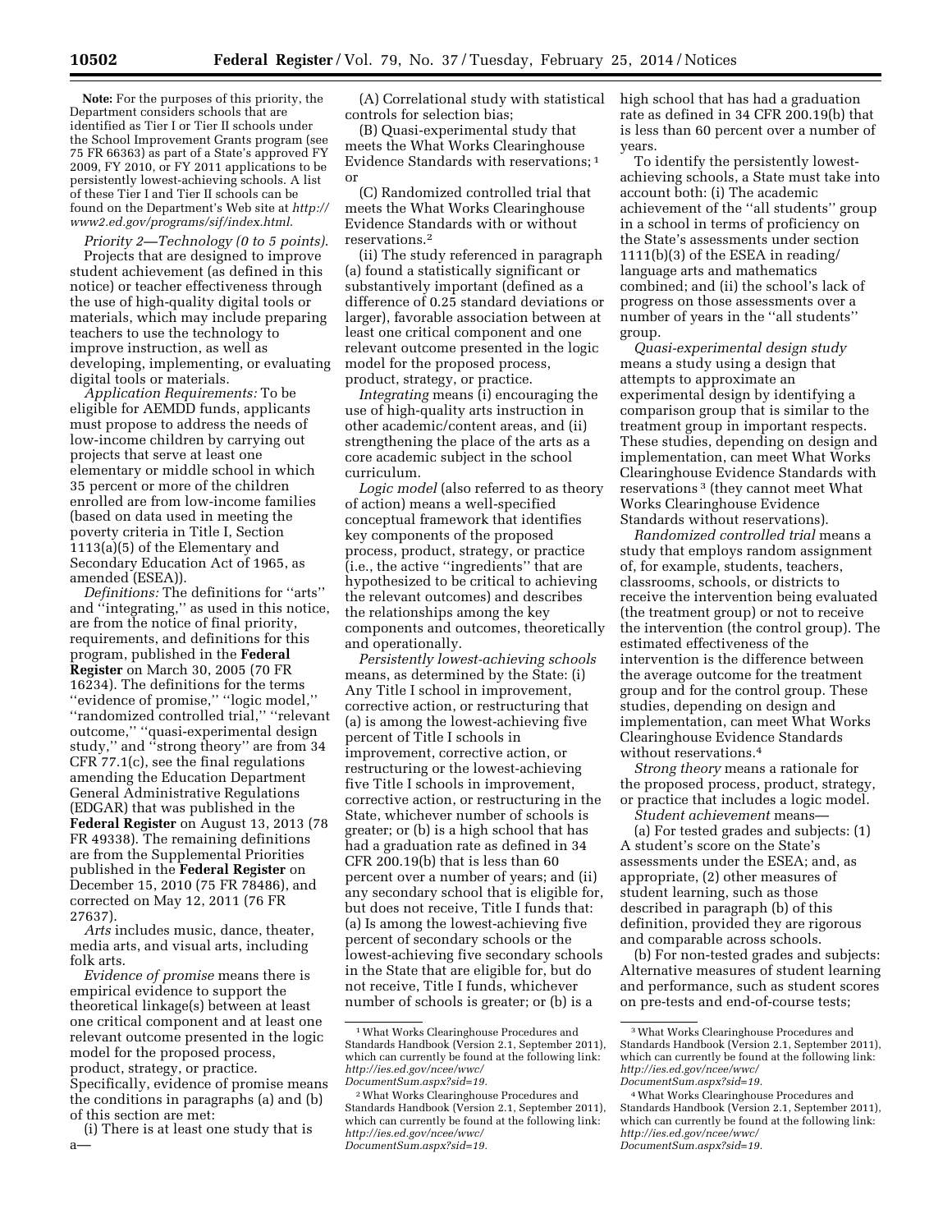**Note:** For the purposes of this priority, the Department considers schools that are identified as Tier I or Tier II schools under the School Improvement Grants program (see 75 FR 66363) as part of a State's approved FY 2009, FY 2010, or FY 2011 applications to be persistently lowest-achieving schools. A list of these Tier I and Tier II schools can be found on the Department's Web site at *http://www2.ed.gov/programs/sif/index.html*.

*Priority 2—Technology (0 to 5 points).* Projects that are designed to improve student achievement (as defined in this notice) or teacher effectiveness through the use of high-quality digital tools or materials, which may include preparing teachers to use the technology to improve instruction, as well as developing, implementing, or evaluating digital tools or materials.

*Application Requirements:* To be eligible for AEMDD funds, applicants must propose to address the needs of low-income children by carrying out projects that serve at least one elementary or middle school in which 35 percent or more of the children enrolled are from low-income families (based on data used in meeting the poverty criteria in Title I, Section 1113(a)(5) of the Elementary and Secondary Education Act of 1965, as amended (ESEA)).

*Definitions:* The definitions for "arts" and "integrating," as used in this notice, are from the notice of final priority, requirements, and definitions for this program, published in the **Federal Register** on March 30, 2005 (70 FR 16234). The definitions for the terms "evidence of promise," "logic model," "randomized controlled trial," "relevant outcome," "quasi-experimental design study," and "strong theory" are from 34 CFR 77.1(c), see the final regulations amending the Education Department General Administrative Regulations (EDGAR) that was published in the **Federal Register** on August 13, 2013 (78 FR 49338). The remaining definitions are from the Supplemental Priorities published in the **Federal Register** on December 15, 2010 (75 FR 78486), and corrected on May 12, 2011 (76 FR 27637).

*Arts* includes music, dance, theater, media arts, and visual arts, including folk arts.

*Evidence of promise* means there is empirical evidence to support the theoretical linkage(s) between at least one critical component and at least one relevant outcome presented in the logic model for the proposed process, product, strategy, or practice. Specifically, evidence of promise means the conditions in paragraphs (a) and (b) of this section are met:

(i) There is at least one study that is a—

(A) Correlational study with statistical controls for selection bias;

(B) Quasi-experimental study that meets the What Works Clearinghouse Evidence Standards with reservations; [1] or

(C) Randomized controlled trial that meets the What Works Clearinghouse Evidence Standards with or without reservations.[2]

(ii) The study referenced in paragraph (a) found a statistically significant or substantively important (defined as a difference of 0.25 standard deviations or larger), favorable association between at least one critical component and one relevant outcome presented in the logic model for the proposed process, product, strategy, or practice.

*Integrating* means (i) encouraging the use of high-quality arts instruction in other academic/content areas, and (ii) strengthening the place of the arts as a core academic subject in the school curriculum.

*Logic model* (also referred to as theory of action) means a well-specified conceptual framework that identifies key components of the proposed process, product, strategy, or practice (i.e., the active "ingredients" that are hypothesized to be critical to achieving the relevant outcomes) and describes the relationships among the key components and outcomes, theoretically and operationally.

*Persistently lowest-achieving schools* means, as determined by the State: (i) Any Title I school in improvement, corrective action, or restructuring that (a) is among the lowest-achieving five percent of Title I schools in improvement, corrective action, or restructuring or the lowest-achieving five Title I schools in improvement, corrective action, or restructuring in the State, whichever number of schools is greater; or (b) is a high school that has had a graduation rate as defined in 34 CFR 200.19(b) that is less than 60 percent over a number of years; and (ii) any secondary school that is eligible for, but does not receive, Title I funds that: (a) Is among the lowest-achieving five percent of secondary schools or the lowest-achieving five secondary schools in the State that are eligible for, but do not receive, Title I funds, whichever number of schools is greater; or (b) is a high school that has had a graduation rate as defined in 34 CFR 200.19(b) that is less than 60 percent over a number of years.

To identify the persistently lowest-achieving schools, a State must take into account both: (i) The academic achievement of the "all students" group in a school in terms of proficiency on the State's assessments under section 1111(b)(3) of the ESEA in reading/language arts and mathematics combined; and (ii) the school's lack of progress on those assessments over a number of years in the "all students" group.

*Quasi-experimental design study* means a study using a design that attempts to approximate an experimental design by identifying a comparison group that is similar to the treatment group in important respects. These studies, depending on design and implementation, can meet What Works Clearinghouse Evidence Standards with reservations [3] (they cannot meet What Works Clearinghouse Evidence Standards without reservations).

*Randomized controlled trial* means a study that employs random assignment of, for example, students, teachers, classrooms, schools, or districts to receive the intervention being evaluated (the treatment group) or not to receive the intervention (the control group). The estimated effectiveness of the intervention is the difference between the average outcome for the treatment group and for the control group. These studies, depending on design and implementation, can meet What Works Clearinghouse Evidence Standards without reservations.[4]

*Strong theory* means a rationale for the proposed process, product, strategy, or practice that includes a logic model.

*Student achievement* means—

(a) For tested grades and subjects: (1) A student's score on the State's assessments under the ESEA; and, as appropriate, (2) other measures of student learning, such as those described in paragraph (b) of this definition, provided they are rigorous and comparable across schools.

(b) For non-tested grades and subjects: Alternative measures of student learning and performance, such as student scores on pre-tests and end-of-course tests;

---

[1] What Works Clearinghouse Procedures and Standards Handbook (Version 2.1, September 2011), which can currently be found at the following link: *http://ies.ed.gov/ncee/wwc/DocumentSum.aspx?sid=19*.

[2] What Works Clearinghouse Procedures and Standards Handbook (Version 2.1, September 2011), which can currently be found at the following link: *http://ies.ed.gov/ncee/wwc/DocumentSum.aspx?sid=19*.

[3] What Works Clearinghouse Procedures and Standards Handbook (Version 2.1, September 2011), which can currently be found at the following link: *http://ies.ed.gov/ncee/wwc/DocumentSum.aspx?sid=19*.

[4] What Works Clearinghouse Procedures and Standards Handbook (Version 2.1, September 2011), which can currently be found at the following link: *http://ies.ed.gov/ncee/wwc/DocumentSum.aspx?sid=19*.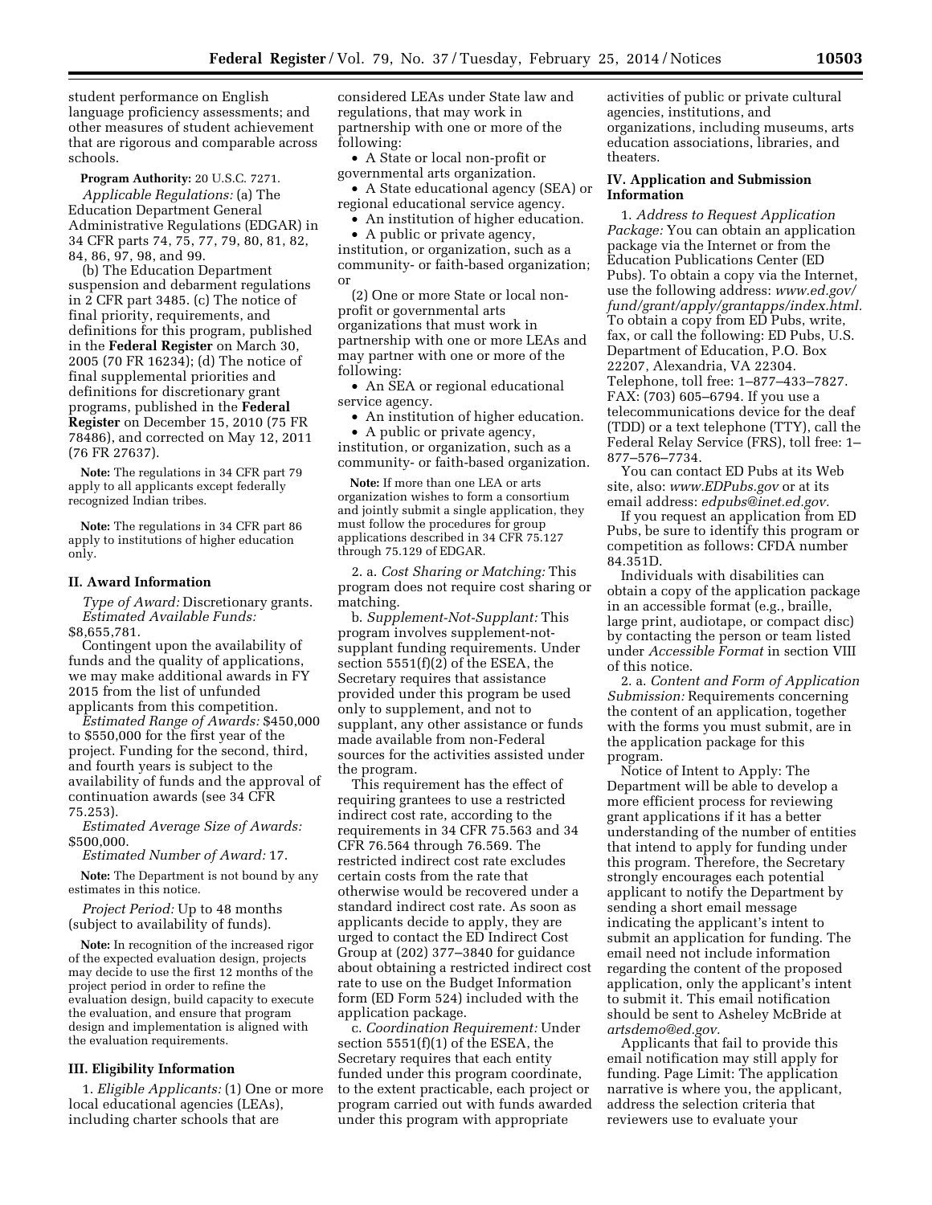student performance on English language proficiency assessments; and other measures of student achievement that are rigorous and comparable across schools.

**Program Authority:** 20 U.S.C. 7271.

*Applicable Regulations:* (a) The Education Department General Administrative Regulations (EDGAR) in 34 CFR parts 74, 75, 77, 79, 80, 81, 82, 84, 86, 97, 98, and 99.

(b) The Education Department suspension and debarment regulations in 2 CFR part 3485. (c) The notice of final priority, requirements, and definitions for this program, published in the **Federal Register** on March 30, 2005 (70 FR 16234); (d) The notice of final supplemental priorities and definitions for discretionary grant programs, published in the **Federal Register** on December 15, 2010 (75 FR 78486), and corrected on May 12, 2011 (76 FR 27637).

**Note:** The regulations in 34 CFR part 79 apply to all applicants except federally recognized Indian tribes.

**Note:** The regulations in 34 CFR part 86 apply to institutions of higher education only.

### II. Award Information

*Type of Award:* Discretionary grants.

*Estimated Available Funds:* $8,655,781.

Contingent upon the availability of funds and the quality of applications, we may make additional awards in FY 2015 from the list of unfunded applicants from this competition.

*Estimated Range of Awards:* $450,000 to $550,000 for the first year of the project. Funding for the second, third, and fourth years is subject to the availability of funds and the approval of continuation awards (see 34 CFR 75.253).

*Estimated Average Size of Awards:* $500,000.

*Estimated Number of Award:* 17.

**Note:** The Department is not bound by any estimates in this notice.

*Project Period:* Up to 48 months (subject to availability of funds).

**Note:** In recognition of the increased rigor of the expected evaluation design, projects may decide to use the first 12 months of the project period in order to refine the evaluation design, build capacity to execute the evaluation, and ensure that program design and implementation is aligned with the evaluation requirements.

### III. Eligibility Information

1. *Eligible Applicants:* (1) One or more local educational agencies (LEAs), including charter schools that are considered LEAs under State law and regulations, that may work in partnership with one or more of the following:

- A State or local non-profit or governmental arts organization.
- A State educational agency (SEA) or regional educational service agency.
- An institution of higher education.
- A public or private agency, institution, or organization, such as a community- or faith-based organization; or

(2) One or more State or local non-profit or governmental arts organizations that must work in partnership with one or more LEAs and may partner with one or more of the following:

- An SEA or regional educational service agency.
- An institution of higher education.
- A public or private agency, institution, or organization, such as a community- or faith-based organization.

**Note:** If more than one LEA or arts organization wishes to form a consortium and jointly submit a single application, they must follow the procedures for group applications described in 34 CFR 75.127 through 75.129 of EDGAR.

2. a. *Cost Sharing or Matching:* This program does not require cost sharing or matching.

b. *Supplement-Not-Supplant:* This program involves supplement-not-supplant funding requirements. Under section 5551(f)(2) of the ESEA, the Secretary requires that assistance provided under this program be used only to supplement, and not to supplant, any other assistance or funds made available from non-Federal sources for the activities assisted under the program.

This requirement has the effect of requiring grantees to use a restricted indirect cost rate, according to the requirements in 34 CFR 75.563 and 34 CFR 76.564 through 76.569. The restricted indirect cost rate excludes certain costs from the rate that otherwise would be recovered under a standard indirect cost rate. As soon as applicants decide to apply, they are urged to contact the ED Indirect Cost Group at (202) 377–3840 for guidance about obtaining a restricted indirect cost rate to use on the Budget Information form (ED Form 524) included with the application package.

c. *Coordination Requirement:* Under section 5551(f)(1) of the ESEA, the Secretary requires that each entity funded under this program coordinate, to the extent practicable, each project or program carried out with funds awarded under this program with appropriate activities of public or private cultural agencies, institutions, and organizations, including museums, arts education associations, libraries, and theaters.

### IV. Application and Submission Information

1. *Address to Request Application Package:* You can obtain an application package via the Internet or from the Education Publications Center (ED Pubs). To obtain a copy via the Internet, use the following address: *www.ed.gov/fund/grant/apply/grantapps/index.html.* To obtain a copy from ED Pubs, write, fax, or call the following: ED Pubs, U.S. Department of Education, P.O. Box 22207, Alexandria, VA 22304. Telephone, toll free: 1–877–433–7827. FAX: (703) 605–6794. If you use a telecommunications device for the deaf (TDD) or a text telephone (TTY), call the Federal Relay Service (FRS), toll free: 1–877–576–7734.

You can contact ED Pubs at its Web site, also: *www.EDPubs.gov* or at its email address: *edpubs@inet.ed.gov.*

If you request an application from ED Pubs, be sure to identify this program or competition as follows: CFDA number 84.351D.

Individuals with disabilities can obtain a copy of the application package in an accessible format (e.g., braille, large print, audiotape, or compact disc) by contacting the person or team listed under *Accessible Format* in section VIII of this notice.

2. a. *Content and Form of Application Submission:* Requirements concerning the content of an application, together with the forms you must submit, are in the application package for this program.

Notice of Intent to Apply: The Department will be able to develop a more efficient process for reviewing grant applications if it has a better understanding of the number of entities that intend to apply for funding under this program. Therefore, the Secretary strongly encourages each potential applicant to notify the Department by sending a short email message indicating the applicant's intent to submit an application for funding. The email need not include information regarding the content of the proposed application, only the applicant's intent to submit it. This email notification should be sent to Asheley McBride at *artsdemo@ed.gov.*

Applicants that fail to provide this email notification may still apply for funding. Page Limit: The application narrative is where you, the applicant, address the selection criteria that reviewers use to evaluate your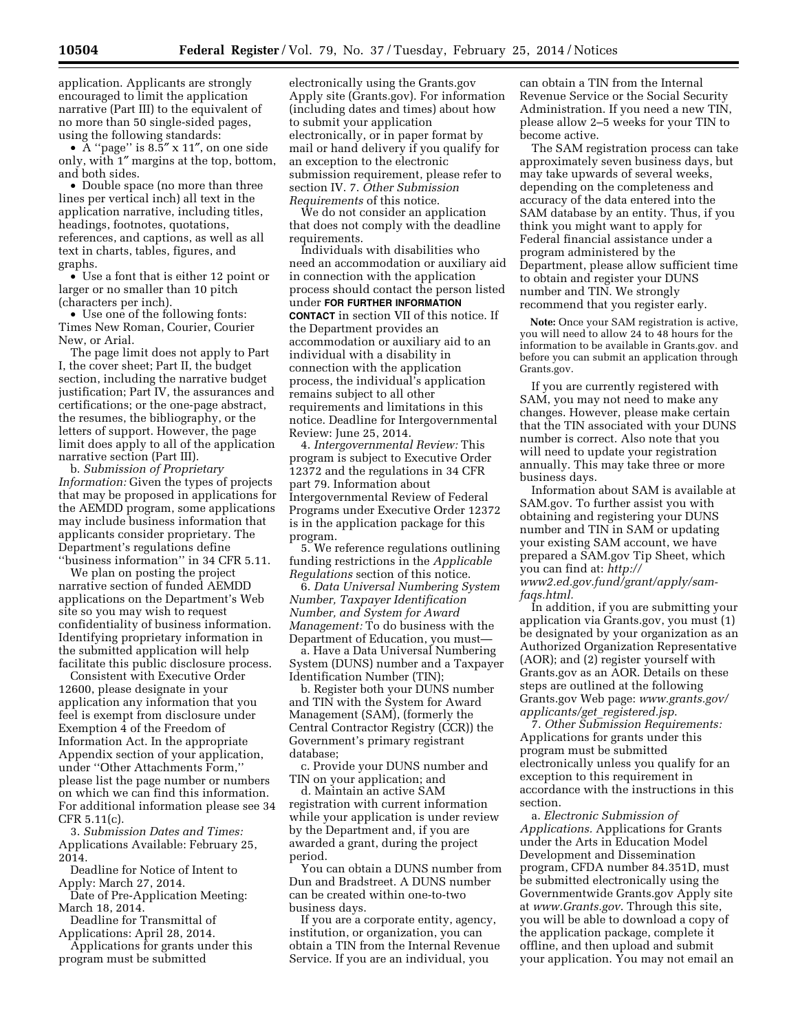application. Applicants are strongly encouraged to limit the application narrative (Part III) to the equivalent of no more than 50 single-sided pages, using the following standards:

- A ''page'' is 8.5″ x 11″, on one side only, with 1″ margins at the top, bottom, and both sides.
- Double space (no more than three lines per vertical inch) all text in the application narrative, including titles, headings, footnotes, quotations, references, and captions, as well as all text in charts, tables, figures, and graphs.
- Use a font that is either 12 point or larger or no smaller than 10 pitch (characters per inch).
- Use one of the following fonts: Times New Roman, Courier, Courier New, or Arial.

The page limit does not apply to Part I, the cover sheet; Part II, the budget section, including the narrative budget justification; Part IV, the assurances and certifications; or the one-page abstract, the resumes, the bibliography, or the letters of support. However, the page limit does apply to all of the application narrative section (Part III).

b. *Submission of Proprietary Information:* Given the types of projects that may be proposed in applications for the AEMDD program, some applications may include business information that applicants consider proprietary. The Department's regulations define ''business information'' in 34 CFR 5.11.

We plan on posting the project narrative section of funded AEMDD applications on the Department's Web site so you may wish to request confidentiality of business information. Identifying proprietary information in the submitted application will help facilitate this public disclosure process.

Consistent with Executive Order 12600, please designate in your application any information that you feel is exempt from disclosure under Exemption 4 of the Freedom of Information Act. In the appropriate Appendix section of your application, under ''Other Attachments Form,'' please list the page number or numbers on which we can find this information. For additional information please see 34 CFR 5.11(c).

3. *Submission Dates and Times:* Applications Available: February 25, 2014.

Deadline for Notice of Intent to Apply: March 27, 2014.

Date of Pre-Application Meeting: March 18, 2014.

Deadline for Transmittal of Applications: April 28, 2014.

Applications for grants under this program must be submitted electronically using the Grants.gov Apply site (Grants.gov). For information (including dates and times) about how to submit your application electronically, or in paper format by mail or hand delivery if you qualify for an exception to the electronic submission requirement, please refer to section IV. 7. *Other Submission Requirements* of this notice.

We do not consider an application that does not comply with the deadline requirements.

Individuals with disabilities who need an accommodation or auxiliary aid in connection with the application process should contact the person listed under **FOR FURTHER INFORMATION CONTACT** in section VII of this notice. If the Department provides an accommodation or auxiliary aid to an individual with a disability in connection with the application process, the individual's application remains subject to all other requirements and limitations in this notice. Deadline for Intergovernmental Review: June 25, 2014.

4. *Intergovernmental Review:* This program is subject to Executive Order 12372 and the regulations in 34 CFR part 79. Information about Intergovernmental Review of Federal Programs under Executive Order 12372 is in the application package for this program.

5. We reference regulations outlining funding restrictions in the *Applicable Regulations* section of this notice.

6. *Data Universal Numbering System Number, Taxpayer Identification Number, and System for Award Management:* To do business with the Department of Education, you must—

a. Have a Data Universal Numbering System (DUNS) number and a Taxpayer Identification Number (TIN);

b. Register both your DUNS number and TIN with the System for Award Management (SAM), (formerly the Central Contractor Registry (CCR)) the Government's primary registrant database;

c. Provide your DUNS number and TIN on your application; and

d. Maintain an active SAM registration with current information while your application is under review by the Department and, if you are awarded a grant, during the project period.

You can obtain a DUNS number from Dun and Bradstreet. A DUNS number can be created within one-to-two business days.

If you are a corporate entity, agency, institution, or organization, you can obtain a TIN from the Internal Revenue Service. If you are an individual, you can obtain a TIN from the Internal Revenue Service or the Social Security Administration. If you need a new TIN, please allow 2–5 weeks for your TIN to become active.

The SAM registration process can take approximately seven business days, but may take upwards of several weeks, depending on the completeness and accuracy of the data entered into the SAM database by an entity. Thus, if you think you might want to apply for Federal financial assistance under a program administered by the Department, please allow sufficient time to obtain and register your DUNS number and TIN. We strongly recommend that you register early.

**Note:** Once your SAM registration is active, you will need to allow 24 to 48 hours for the information to be available in Grants.gov. and before you can submit an application through Grants.gov.

If you are currently registered with SAM, you may not need to make any changes. However, please make certain that the TIN associated with your DUNS number is correct. Also note that you will need to update your registration annually. This may take three or more business days.

Information about SAM is available at SAM.gov. To further assist you with obtaining and registering your DUNS number and TIN in SAM or updating your existing SAM account, we have prepared a SAM.gov Tip Sheet, which you can find at: *http://www2.ed.gov.fund/grant/apply/sam-faqs.html.*

In addition, if you are submitting your application via Grants.gov, you must (1) be designated by your organization as an Authorized Organization Representative (AOR); and (2) register yourself with Grants.gov as an AOR. Details on these steps are outlined at the following Grants.gov Web page: *www.grants.gov/applicants/get_registered.jsp.*

7. *Other Submission Requirements:* Applications for grants under this program must be submitted electronically unless you qualify for an exception to this requirement in accordance with the instructions in this section.

a. *Electronic Submission of Applications.* Applications for Grants under the Arts in Education Model Development and Dissemination program, CFDA number 84.351D, must be submitted electronically using the Governmentwide Grants.gov Apply site at *www.Grants.gov*. Through this site, you will be able to download a copy of the application package, complete it offline, and then upload and submit your application. You may not email an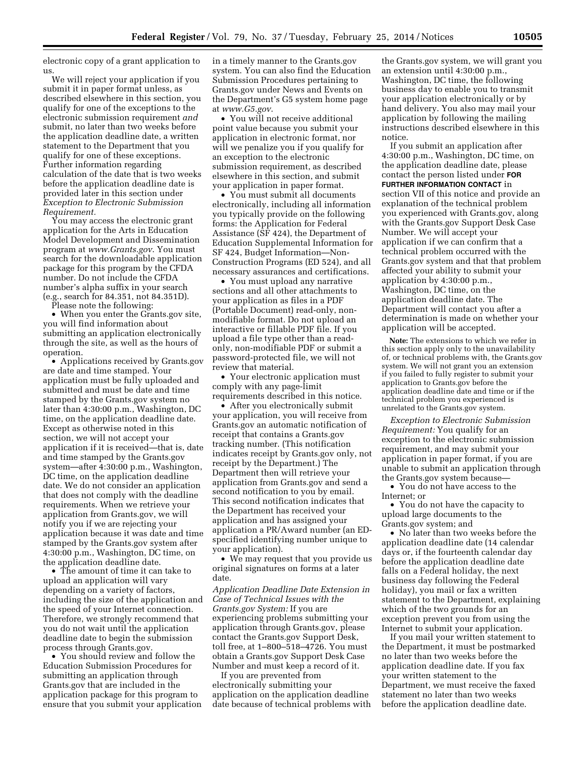electronic copy of a grant application to us.

We will reject your application if you submit it in paper format unless, as described elsewhere in this section, you qualify for one of the exceptions to the electronic submission requirement *and* submit, no later than two weeks before the application deadline date, a written statement to the Department that you qualify for one of these exceptions. Further information regarding calculation of the date that is two weeks before the application deadline date is provided later in this section under *Exception to Electronic Submission Requirement.*

You may access the electronic grant application for the Arts in Education Model Development and Dissemination program at *www.Grants.gov*. You must search for the downloadable application package for this program by the CFDA number. Do not include the CFDA number's alpha suffix in your search (e.g., search for 84.351, not 84.351D).

Please note the following:

- When you enter the Grants.gov site, you will find information about submitting an application electronically through the site, as well as the hours of operation.
- Applications received by Grants.gov are date and time stamped. Your application must be fully uploaded and submitted and must be date and time stamped by the Grants.gov system no later than 4:30:00 p.m., Washington, DC time, on the application deadline date. Except as otherwise noted in this section, we will not accept your application if it is received—that is, date and time stamped by the Grants.gov system—after 4:30:00 p.m., Washington, DC time, on the application deadline date. We do not consider an application that does not comply with the deadline requirements. When we retrieve your application from Grants.gov, we will notify you if we are rejecting your application because it was date and time stamped by the Grants.gov system after 4:30:00 p.m., Washington, DC time, on the application deadline date.
- The amount of time it can take to upload an application will vary depending on a variety of factors, including the size of the application and the speed of your Internet connection. Therefore, we strongly recommend that you do not wait until the application deadline date to begin the submission process through Grants.gov.
- You should review and follow the Education Submission Procedures for submitting an application through Grants.gov that are included in the application package for this program to ensure that you submit your application in a timely manner to the Grants.gov system. You can also find the Education Submission Procedures pertaining to Grants.gov under News and Events on the Department's G5 system home page at *www.G5.gov*.
- You will not receive additional point value because you submit your application in electronic format, nor will we penalize you if you qualify for an exception to the electronic submission requirement, as described elsewhere in this section, and submit your application in paper format.
- You must submit all documents electronically, including all information you typically provide on the following forms: the Application for Federal Assistance (SF 424), the Department of Education Supplemental Information for SF 424, Budget Information—Non-Construction Programs (ED 524), and all necessary assurances and certifications.
- You must upload any narrative sections and all other attachments to your application as files in a PDF (Portable Document) read-only, non-modifiable format. Do not upload an interactive or fillable PDF file. If you upload a file type other than a read-only, non-modifiable PDF or submit a password-protected file, we will not review that material.
- Your electronic application must comply with any page-limit requirements described in this notice.
- After you electronically submit your application, you will receive from Grants.gov an automatic notification of receipt that contains a Grants.gov tracking number. (This notification indicates receipt by Grants.gov only, not receipt by the Department.) The Department then will retrieve your application from Grants.gov and send a second notification to you by email. This second notification indicates that the Department has received your application and has assigned your application a PR/Award number (an ED-specified identifying number unique to your application).
- We may request that you provide us original signatures on forms at a later date.

*Application Deadline Date Extension in Case of Technical Issues with the Grants.gov System:* If you are experiencing problems submitting your application through Grants.gov, please contact the Grants.gov Support Desk, toll free, at 1–800–518–4726. You must obtain a Grants.gov Support Desk Case Number and must keep a record of it.

If you are prevented from electronically submitting your application on the application deadline date because of technical problems with the Grants.gov system, we will grant you an extension until 4:30:00 p.m., Washington, DC time, the following business day to enable you to transmit your application electronically or by hand delivery. You also may mail your application by following the mailing instructions described elsewhere in this notice.

If you submit an application after 4:30:00 p.m., Washington, DC time, on the application deadline date, please contact the person listed under **FOR FURTHER INFORMATION CONTACT** in section VII of this notice and provide an explanation of the technical problem you experienced with Grants.gov, along with the Grants.gov Support Desk Case Number. We will accept your application if we can confirm that a technical problem occurred with the Grants.gov system and that that problem affected your ability to submit your application by 4:30:00 p.m., Washington, DC time, on the application deadline date. The Department will contact you after a determination is made on whether your application will be accepted.

**Note:** The extensions to which we refer in this section apply only to the unavailability of, or technical problems with, the Grants.gov system. We will not grant you an extension if you failed to fully register to submit your application to Grants.gov before the application deadline date and time or if the technical problem you experienced is unrelated to the Grants.gov system.

*Exception to Electronic Submission Requirement:* You qualify for an exception to the electronic submission requirement, and may submit your application in paper format, if you are unable to submit an application through the Grants.gov system because—

- You do not have access to the Internet; or
- You do not have the capacity to upload large documents to the Grants.gov system; and
- No later than two weeks before the application deadline date (14 calendar days or, if the fourteenth calendar day before the application deadline date falls on a Federal holiday, the next business day following the Federal holiday), you mail or fax a written statement to the Department, explaining which of the two grounds for an exception prevent you from using the Internet to submit your application.

If you mail your written statement to the Department, it must be postmarked no later than two weeks before the application deadline date. If you fax your written statement to the Department, we must receive the faxed statement no later than two weeks before the application deadline date.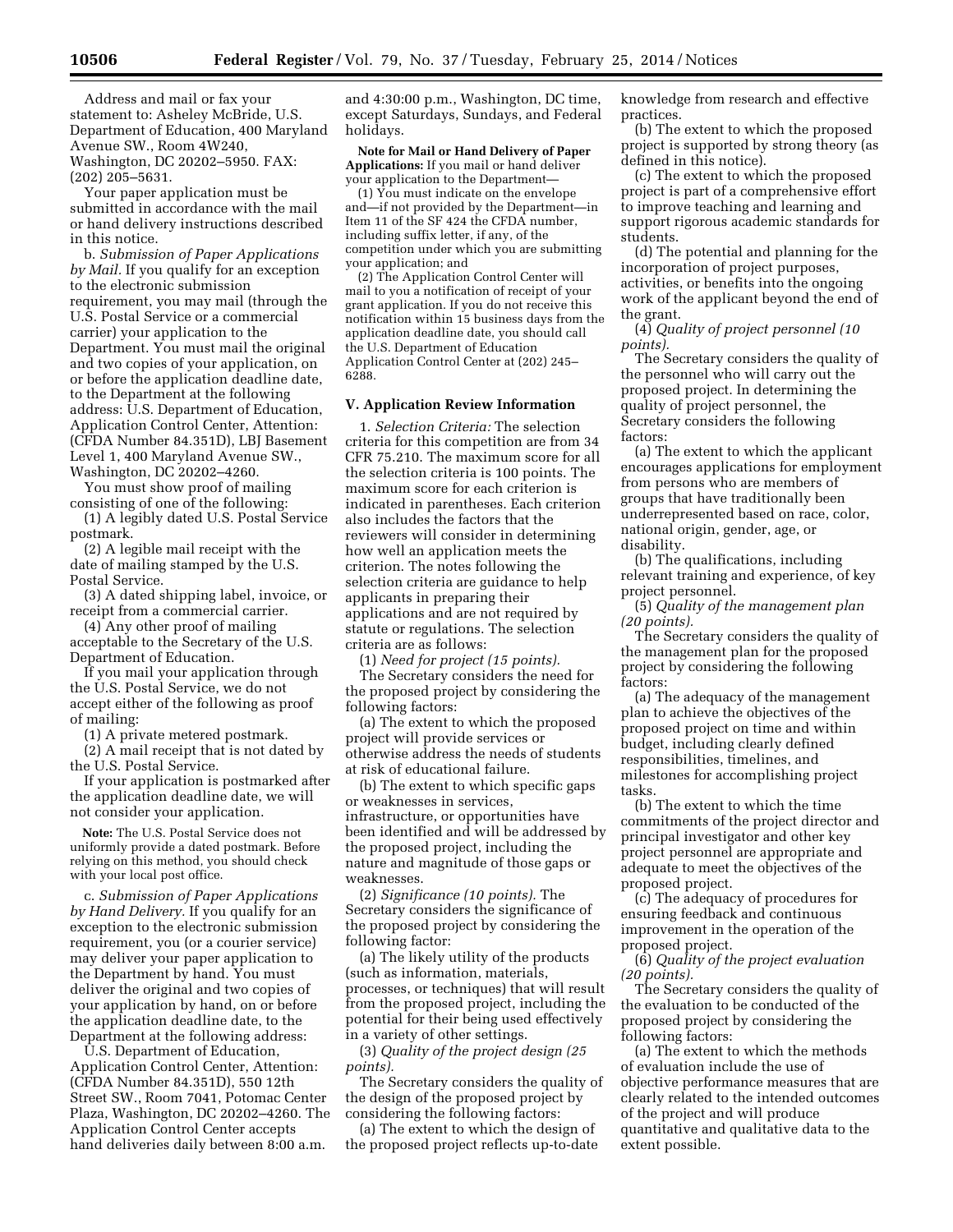Address and mail or fax your statement to: Asheley McBride, U.S. Department of Education, 400 Maryland Avenue SW., Room 4W240, Washington, DC 20202–5950. FAX: (202) 205–5631.

Your paper application must be submitted in accordance with the mail or hand delivery instructions described in this notice.

b. *Submission of Paper Applications by Mail.* If you qualify for an exception to the electronic submission requirement, you may mail (through the U.S. Postal Service or a commercial carrier) your application to the Department. You must mail the original and two copies of your application, on or before the application deadline date, to the Department at the following address: U.S. Department of Education, Application Control Center, Attention: (CFDA Number 84.351D), LBJ Basement Level 1, 400 Maryland Avenue SW., Washington, DC 20202–4260.

You must show proof of mailing consisting of one of the following:

(1) A legibly dated U.S. Postal Service postmark.

(2) A legible mail receipt with the date of mailing stamped by the U.S. Postal Service.

(3) A dated shipping label, invoice, or receipt from a commercial carrier.

(4) Any other proof of mailing acceptable to the Secretary of the U.S. Department of Education.

If you mail your application through the U.S. Postal Service, we do not accept either of the following as proof of mailing:

(1) A private metered postmark.

(2) A mail receipt that is not dated by the U.S. Postal Service.

If your application is postmarked after the application deadline date, we will not consider your application.

**Note:** The U.S. Postal Service does not uniformly provide a dated postmark. Before relying on this method, you should check with your local post office.

c. *Submission of Paper Applications by Hand Delivery.* If you qualify for an exception to the electronic submission requirement, you (or a courier service) may deliver your paper application to the Department by hand. You must deliver the original and two copies of your application by hand, on or before the application deadline date, to the Department at the following address:

U.S. Department of Education, Application Control Center, Attention: (CFDA Number 84.351D), 550 12th Street SW., Room 7041, Potomac Center Plaza, Washington, DC 20202–4260. The Application Control Center accepts hand deliveries daily between 8:00 a.m. and 4:30:00 p.m., Washington, DC time, except Saturdays, Sundays, and Federal holidays.

**Note for Mail or Hand Delivery of Paper Applications:** If you mail or hand deliver your application to the Department—

(1) You must indicate on the envelope and—if not provided by the Department—in Item 11 of the SF 424 the CFDA number, including suffix letter, if any, of the competition under which you are submitting your application; and

(2) The Application Control Center will mail to you a notification of receipt of your grant application. If you do not receive this notification within 15 business days from the application deadline date, you should call the U.S. Department of Education Application Control Center at (202) 245–6288.

### V. Application Review Information

1. *Selection Criteria:* The selection criteria for this competition are from 34 CFR 75.210. The maximum score for all the selection criteria is 100 points. The maximum score for each criterion is indicated in parentheses. Each criterion also includes the factors that the reviewers will consider in determining how well an application meets the criterion. The notes following the selection criteria are guidance to help applicants in preparing their applications and are not required by statute or regulations. The selection criteria are as follows:

(1) *Need for project (15 points).*

The Secretary considers the need for the proposed project by considering the following factors:

(a) The extent to which the proposed project will provide services or otherwise address the needs of students at risk of educational failure.

(b) The extent to which specific gaps or weaknesses in services, infrastructure, or opportunities have been identified and will be addressed by the proposed project, including the nature and magnitude of those gaps or weaknesses.

(2) *Significance (10 points).* The Secretary considers the significance of the proposed project by considering the following factor:

(a) The likely utility of the products (such as information, materials, processes, or techniques) that will result from the proposed project, including the potential for their being used effectively in a variety of other settings.

(3) *Quality of the project design (25 points).*

The Secretary considers the quality of the design of the proposed project by considering the following factors:

(a) The extent to which the design of the proposed project reflects up-to-date knowledge from research and effective practices.

(b) The extent to which the proposed project is supported by strong theory (as defined in this notice).

(c) The extent to which the proposed project is part of a comprehensive effort to improve teaching and learning and support rigorous academic standards for students.

(d) The potential and planning for the incorporation of project purposes, activities, or benefits into the ongoing work of the applicant beyond the end of the grant.

(4) *Quality of project personnel (10 points).*

The Secretary considers the quality of the personnel who will carry out the proposed project. In determining the quality of project personnel, the Secretary considers the following factors:

(a) The extent to which the applicant encourages applications for employment from persons who are members of groups that have traditionally been underrepresented based on race, color, national origin, gender, age, or disability.

(b) The qualifications, including relevant training and experience, of key project personnel.

(5) *Quality of the management plan (20 points).*

The Secretary considers the quality of the management plan for the proposed project by considering the following factors:

(a) The adequacy of the management plan to achieve the objectives of the proposed project on time and within budget, including clearly defined responsibilities, timelines, and milestones for accomplishing project tasks.

(b) The extent to which the time commitments of the project director and principal investigator and other key project personnel are appropriate and adequate to meet the objectives of the proposed project.

(c) The adequacy of procedures for ensuring feedback and continuous improvement in the operation of the proposed project.

(6) *Quality of the project evaluation (20 points).*

The Secretary considers the quality of the evaluation to be conducted of the proposed project by considering the following factors:

(a) The extent to which the methods of evaluation include the use of objective performance measures that are clearly related to the intended outcomes of the project and will produce quantitative and qualitative data to the extent possible.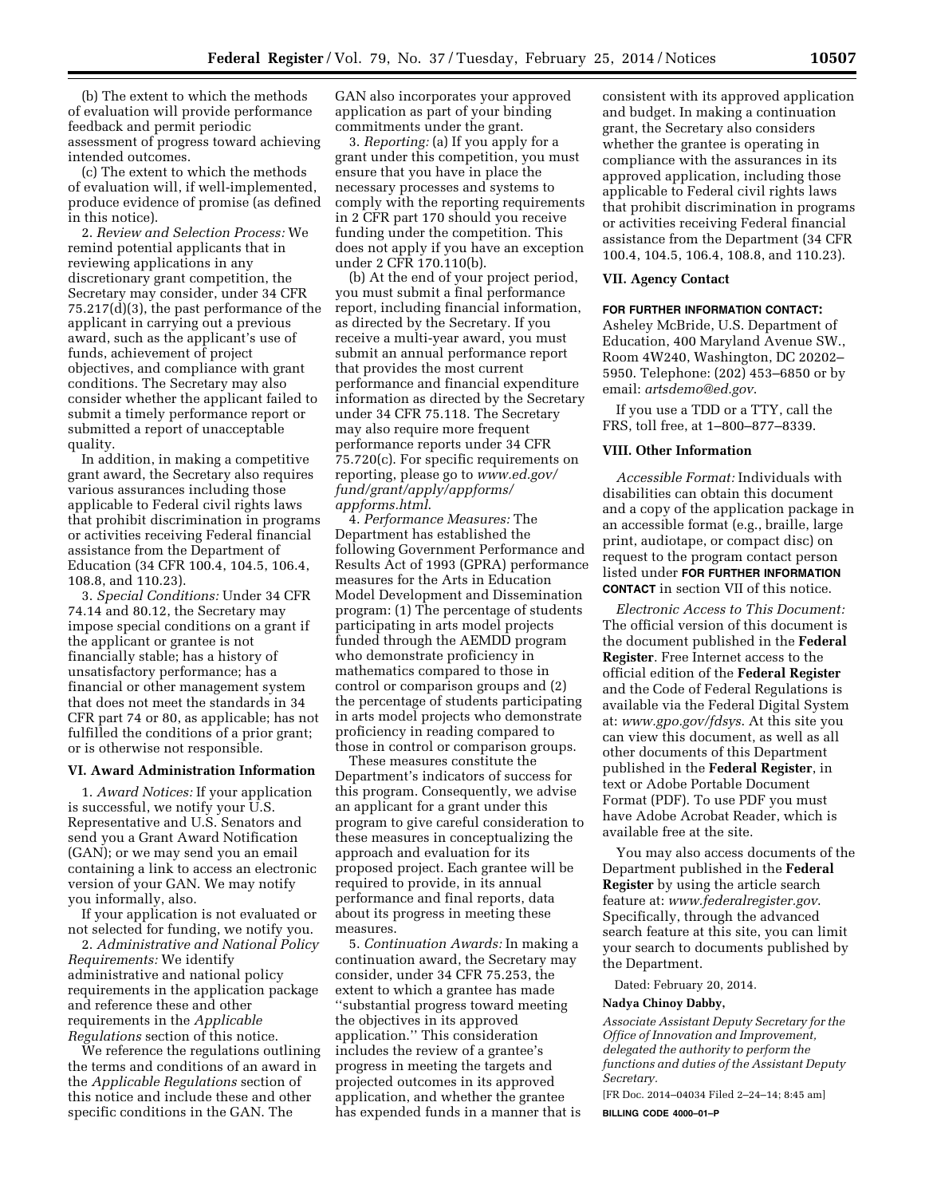(b) The extent to which the methods of evaluation will provide performance feedback and permit periodic assessment of progress toward achieving intended outcomes.

(c) The extent to which the methods of evaluation will, if well-implemented, produce evidence of promise (as defined in this notice).

2. *Review and Selection Process:* We remind potential applicants that in reviewing applications in any discretionary grant competition, the Secretary may consider, under 34 CFR 75.217(d)(3), the past performance of the applicant in carrying out a previous award, such as the applicant's use of funds, achievement of project objectives, and compliance with grant conditions. The Secretary may also consider whether the applicant failed to submit a timely performance report or submitted a report of unacceptable quality.

In addition, in making a competitive grant award, the Secretary also requires various assurances including those applicable to Federal civil rights laws that prohibit discrimination in programs or activities receiving Federal financial assistance from the Department of Education (34 CFR 100.4, 104.5, 106.4, 108.8, and 110.23).

3. *Special Conditions:* Under 34 CFR 74.14 and 80.12, the Secretary may impose special conditions on a grant if the applicant or grantee is not financially stable; has a history of unsatisfactory performance; has a financial or other management system that does not meet the standards in 34 CFR part 74 or 80, as applicable; has not fulfilled the conditions of a prior grant; or is otherwise not responsible.

## VI. Award Administration Information

1. *Award Notices:* If your application is successful, we notify your U.S. Representative and U.S. Senators and send you a Grant Award Notification (GAN); or we may send you an email containing a link to access an electronic version of your GAN. We may notify you informally, also.

If your application is not evaluated or not selected for funding, we notify you.

2. *Administrative and National Policy Requirements:* We identify administrative and national policy requirements in the application package and reference these and other requirements in the *Applicable Regulations* section of this notice.

We reference the regulations outlining the terms and conditions of an award in the *Applicable Regulations* section of this notice and include these and other specific conditions in the GAN. The GAN also incorporates your approved application as part of your binding commitments under the grant.

3. *Reporting:* (a) If you apply for a grant under this competition, you must ensure that you have in place the necessary processes and systems to comply with the reporting requirements in 2 CFR part 170 should you receive funding under the competition. This does not apply if you have an exception under 2 CFR 170.110(b).

(b) At the end of your project period, you must submit a final performance report, including financial information, as directed by the Secretary. If you receive a multi-year award, you must submit an annual performance report that provides the most current performance and financial expenditure information as directed by the Secretary under 34 CFR 75.118. The Secretary may also require more frequent performance reports under 34 CFR 75.720(c). For specific requirements on reporting, please go to *www.ed.gov/fund/grant/apply/appforms/appforms.html*.

4. *Performance Measures:* The Department has established the following Government Performance and Results Act of 1993 (GPRA) performance measures for the Arts in Education Model Development and Dissemination program: (1) The percentage of students participating in arts model projects funded through the AEMDD program who demonstrate proficiency in mathematics compared to those in control or comparison groups and (2) the percentage of students participating in arts model projects who demonstrate proficiency in reading compared to those in control or comparison groups.

These measures constitute the Department's indicators of success for this program. Consequently, we advise an applicant for a grant under this program to give careful consideration to these measures in conceptualizing the approach and evaluation for its proposed project. Each grantee will be required to provide, in its annual performance and final reports, data about its progress in meeting these measures.

5. *Continuation Awards:* In making a continuation award, the Secretary may consider, under 34 CFR 75.253, the extent to which a grantee has made "substantial progress toward meeting the objectives in its approved application." This consideration includes the review of a grantee's progress in meeting the targets and projected outcomes in its approved application, and whether the grantee has expended funds in a manner that is consistent with its approved application and budget. In making a continuation grant, the Secretary also considers whether the grantee is operating in compliance with the assurances in its approved application, including those applicable to Federal civil rights laws that prohibit discrimination in programs or activities receiving Federal financial assistance from the Department (34 CFR 100.4, 104.5, 106.4, 108.8, and 110.23).

## VII. Agency Contact

**FOR FURTHER INFORMATION CONTACT:** Asheley McBride, U.S. Department of Education, 400 Maryland Avenue SW., Room 4W240, Washington, DC 20202–5950. Telephone: (202) 453–6850 or by email: *artsdemo@ed.gov*.

If you use a TDD or a TTY, call the FRS, toll free, at 1–800–877–8339.

## VIII. Other Information

*Accessible Format:* Individuals with disabilities can obtain this document and a copy of the application package in an accessible format (e.g., braille, large print, audiotape, or compact disc) on request to the program contact person listed under **FOR FURTHER INFORMATION CONTACT** in section VII of this notice.

*Electronic Access to This Document:* The official version of this document is the document published in the **Federal Register**. Free Internet access to the official edition of the **Federal Register** and the Code of Federal Regulations is available via the Federal Digital System at: *www.gpo.gov/fdsys*. At this site you can view this document, as well as all other documents of this Department published in the **Federal Register**, in text or Adobe Portable Document Format (PDF). To use PDF you must have Adobe Acrobat Reader, which is available free at the site.

You may also access documents of the Department published in the **Federal Register** by using the article search feature at: *www.federalregister.gov*. Specifically, through the advanced search feature at this site, you can limit your search to documents published by the Department.

Dated: February 20, 2014.

**Nadya Chinoy Dabby,**

*Associate Assistant Deputy Secretary for the Office of Innovation and Improvement, delegated the authority to perform the functions and duties of the Assistant Deputy Secretary.*

[FR Doc. 2014–04034 Filed 2–24–14; 8:45 am]

**BILLING CODE 4000–01–P**